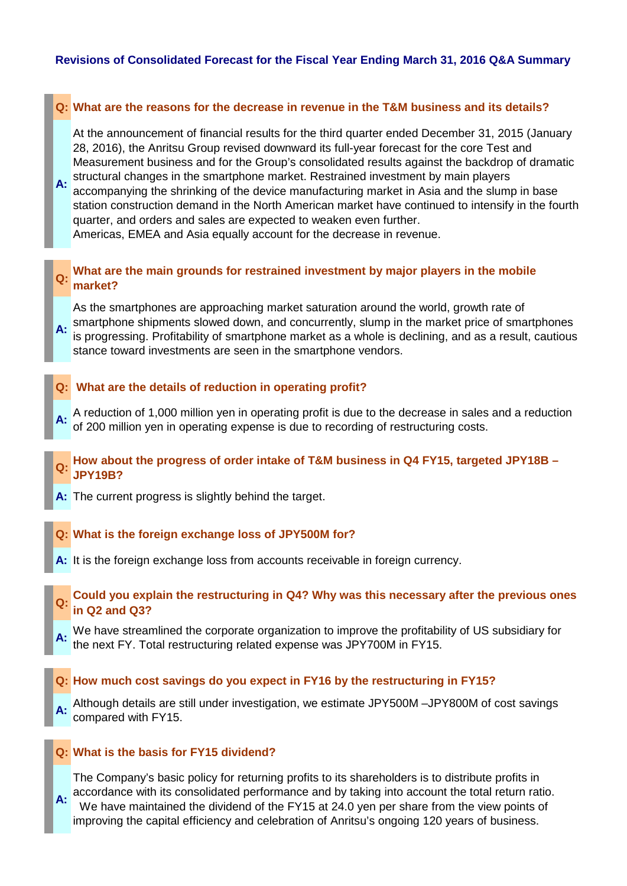## Revisions of Consolidated Forecast for the Fiscal Year Ending March 31, 2016 Q&A Summary

**Q: What are the reasons for the decrease in revenue in the T&M business and its details?**

**A:** At the announcement of financial results for the third quarter ended December 31, 2015 (January 28, 2016), the Anritsu Group revised downward its full-year forecast for the core Test and Measurement business and for the Group's consolidated results against the backdrop of dramatic structural changes in the smartphone market. Restrained investment by main players accompanying the shrinking of the device manufacturing market in Asia and the slump in base station construction demand in the North American market have continued to intensify in the fourth quarter, and orders and sales are expected to weaken even further.
Americas, EMEA and Asia equally account for the decrease in revenue.

**Q: What are the main grounds for restrained investment by major players in the mobile market?**

**A:** As the smartphones are approaching market saturation around the world, growth rate of smartphone shipments slowed down, and concurrently, slump in the market price of smartphones is progressing. Profitability of smartphone market as a whole is declining, and as a result, cautious stance toward investments are seen in the smartphone vendors.

**Q: What are the details of reduction in operating profit?**

**A:** A reduction of 1,000 million yen in operating profit is due to the decrease in sales and a reduction of 200 million yen in operating expense is due to recording of restructuring costs.

**Q: How about the progress of order intake of T&M business in Q4 FY15, targeted JPY18B – JPY19B?**

**A:** The current progress is slightly behind the target.

**Q: What is the foreign exchange loss of JPY500M for?**

**A:** It is the foreign exchange loss from accounts receivable in foreign currency.

**Q: Could you explain the restructuring in Q4? Why was this necessary after the previous ones in Q2 and Q3?**

**A:** We have streamlined the corporate organization to improve the profitability of US subsidiary for the next FY. Total restructuring related expense was JPY700M in FY15.

**Q: How much cost savings do you expect in FY16 by the restructuring in FY15?**

**A:** Although details are still under investigation, we estimate JPY500M –JPY800M of cost savings compared with FY15.

**Q: What is the basis for FY15 dividend?**

**A:** The Company's basic policy for returning profits to its shareholders is to distribute profits in accordance with its consolidated performance and by taking into account the total return ratio. We have maintained the dividend of the FY15 at 24.0 yen per share from the view points of improving the capital efficiency and celebration of Anritsu's ongoing 120 years of business.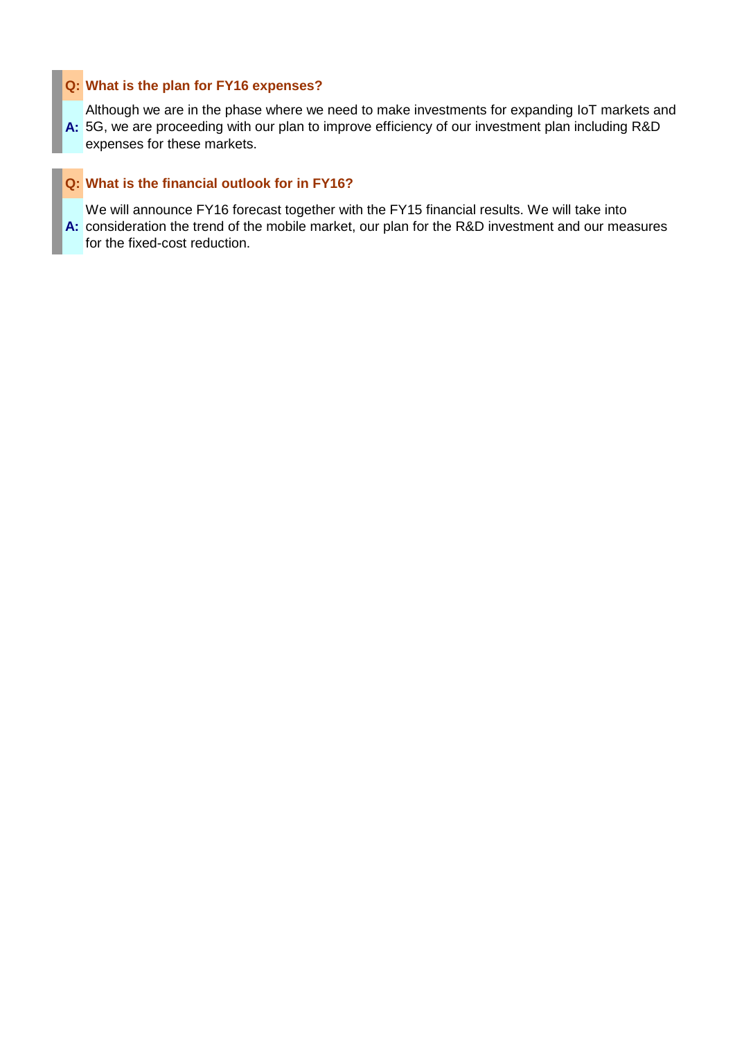**Q: What is the plan for FY16 expenses?**

**A:** Although we are in the phase where we need to make investments for expanding IoT markets and 5G, we are proceeding with our plan to improve efficiency of our investment plan including R&D expenses for these markets.

**Q: What is the financial outlook for in FY16?**

**A:** We will announce FY16 forecast together with the FY15 financial results. We will take into consideration the trend of the mobile market, our plan for the R&D investment and our measures for the fixed-cost reduction.